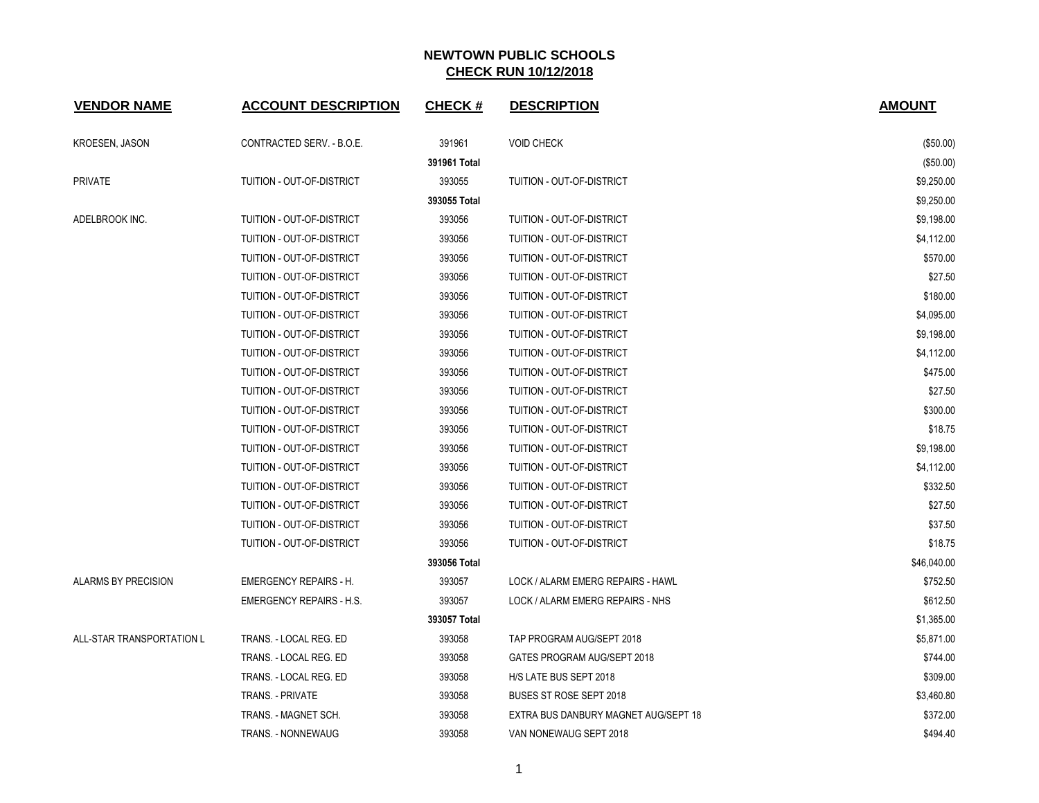# NEWTOWN PUBLIC SCHOOLS

## CHECK RUN 10/12/2018

| VENDOR NAME | ACCOUNT DESCRIPTION | CHECK # | DESCRIPTION | AMOUNT |
|---|---|---|---|---|
| KROESEN, JASON | CONTRACTED SERV. - B.O.E. | 391961 | VOID CHECK | ($50.00) |
| | | **391961 Total** | | ($50.00) |
| PRIVATE | TUITION - OUT-OF-DISTRICT | 393055 | TUITION - OUT-OF-DISTRICT | $9,250.00 |
| | | **393055 Total** | | $9,250.00 |
| ADELBROOK INC. | TUITION - OUT-OF-DISTRICT | 393056 | TUITION - OUT-OF-DISTRICT | $9,198.00 |
| | TUITION - OUT-OF-DISTRICT | 393056 | TUITION - OUT-OF-DISTRICT | $4,112.00 |
| | TUITION - OUT-OF-DISTRICT | 393056 | TUITION - OUT-OF-DISTRICT | $570.00 |
| | TUITION - OUT-OF-DISTRICT | 393056 | TUITION - OUT-OF-DISTRICT | $27.50 |
| | TUITION - OUT-OF-DISTRICT | 393056 | TUITION - OUT-OF-DISTRICT | $180.00 |
| | TUITION - OUT-OF-DISTRICT | 393056 | TUITION - OUT-OF-DISTRICT | $4,095.00 |
| | TUITION - OUT-OF-DISTRICT | 393056 | TUITION - OUT-OF-DISTRICT | $9,198.00 |
| | TUITION - OUT-OF-DISTRICT | 393056 | TUITION - OUT-OF-DISTRICT | $4,112.00 |
| | TUITION - OUT-OF-DISTRICT | 393056 | TUITION - OUT-OF-DISTRICT | $475.00 |
| | TUITION - OUT-OF-DISTRICT | 393056 | TUITION - OUT-OF-DISTRICT | $27.50 |
| | TUITION - OUT-OF-DISTRICT | 393056 | TUITION - OUT-OF-DISTRICT | $300.00 |
| | TUITION - OUT-OF-DISTRICT | 393056 | TUITION - OUT-OF-DISTRICT | $18.75 |
| | TUITION - OUT-OF-DISTRICT | 393056 | TUITION - OUT-OF-DISTRICT | $9,198.00 |
| | TUITION - OUT-OF-DISTRICT | 393056 | TUITION - OUT-OF-DISTRICT | $4,112.00 |
| | TUITION - OUT-OF-DISTRICT | 393056 | TUITION - OUT-OF-DISTRICT | $332.50 |
| | TUITION - OUT-OF-DISTRICT | 393056 | TUITION - OUT-OF-DISTRICT | $27.50 |
| | TUITION - OUT-OF-DISTRICT | 393056 | TUITION - OUT-OF-DISTRICT | $37.50 |
| | TUITION - OUT-OF-DISTRICT | 393056 | TUITION - OUT-OF-DISTRICT | $18.75 |
| | | **393056 Total** | | $46,040.00 |
| ALARMS BY PRECISION | EMERGENCY REPAIRS - H. | 393057 | LOCK / ALARM EMERG REPAIRS - HAWL | $752.50 |
| | EMERGENCY REPAIRS - H.S. | 393057 | LOCK / ALARM EMERG REPAIRS - NHS | $612.50 |
| | | **393057 Total** | | $1,365.00 |
| ALL-STAR TRANSPORTATION L | TRANS. - LOCAL REG. ED | 393058 | TAP PROGRAM AUG/SEPT 2018 | $5,871.00 |
| | TRANS. - LOCAL REG. ED | 393058 | GATES PROGRAM AUG/SEPT 2018 | $744.00 |
| | TRANS. - LOCAL REG. ED | 393058 | H/S LATE BUS SEPT 2018 | $309.00 |
| | TRANS. - PRIVATE | 393058 | BUSES ST ROSE SEPT 2018 | $3,460.80 |
| | TRANS. - MAGNET SCH. | 393058 | EXTRA BUS DANBURY MAGNET AUG/SEPT 18 | $372.00 |
| | TRANS. - NONNEWAUG | 393058 | VAN NONEWAUG SEPT 2018 | $494.40 |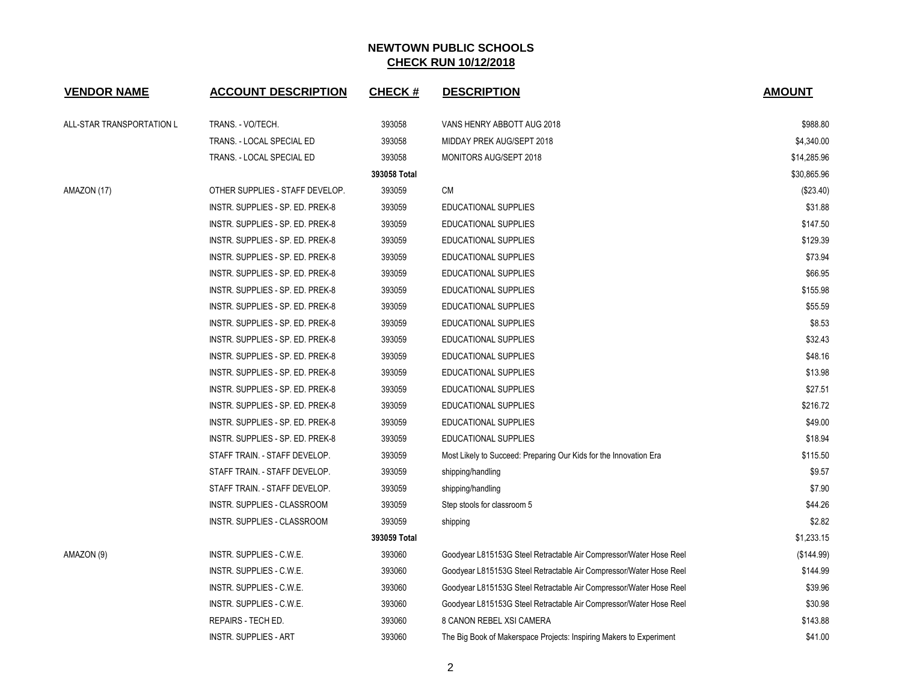# NEWTOWN PUBLIC SCHOOLS

## CHECK RUN 10/12/2018

| VENDOR NAME | ACCOUNT DESCRIPTION | CHECK # | DESCRIPTION | AMOUNT |
|---|---|---|---|---|
| ALL-STAR TRANSPORTATION L | TRANS. - VO/TECH. | 393058 | VANS HENRY ABBOTT AUG 2018 | $988.80 |
| | TRANS. - LOCAL SPECIAL ED | 393058 | MIDDAY PREK AUG/SEPT 2018 | $4,340.00 |
| | TRANS. - LOCAL SPECIAL ED | 393058 | MONITORS AUG/SEPT 2018 | $14,285.96 |
| | | **393058 Total** | | $30,865.96 |
| AMAZON (17) | OTHER SUPPLIES - STAFF DEVELOP. | 393059 | CM | ($23.40) |
| | INSTR. SUPPLIES - SP. ED. PREK-8 | 393059 | EDUCATIONAL SUPPLIES | $31.88 |
| | INSTR. SUPPLIES - SP. ED. PREK-8 | 393059 | EDUCATIONAL SUPPLIES | $147.50 |
| | INSTR. SUPPLIES - SP. ED. PREK-8 | 393059 | EDUCATIONAL SUPPLIES | $129.39 |
| | INSTR. SUPPLIES - SP. ED. PREK-8 | 393059 | EDUCATIONAL SUPPLIES | $73.94 |
| | INSTR. SUPPLIES - SP. ED. PREK-8 | 393059 | EDUCATIONAL SUPPLIES | $66.95 |
| | INSTR. SUPPLIES - SP. ED. PREK-8 | 393059 | EDUCATIONAL SUPPLIES | $155.98 |
| | INSTR. SUPPLIES - SP. ED. PREK-8 | 393059 | EDUCATIONAL SUPPLIES | $55.59 |
| | INSTR. SUPPLIES - SP. ED. PREK-8 | 393059 | EDUCATIONAL SUPPLIES | $8.53 |
| | INSTR. SUPPLIES - SP. ED. PREK-8 | 393059 | EDUCATIONAL SUPPLIES | $32.43 |
| | INSTR. SUPPLIES - SP. ED. PREK-8 | 393059 | EDUCATIONAL SUPPLIES | $48.16 |
| | INSTR. SUPPLIES - SP. ED. PREK-8 | 393059 | EDUCATIONAL SUPPLIES | $13.98 |
| | INSTR. SUPPLIES - SP. ED. PREK-8 | 393059 | EDUCATIONAL SUPPLIES | $27.51 |
| | INSTR. SUPPLIES - SP. ED. PREK-8 | 393059 | EDUCATIONAL SUPPLIES | $216.72 |
| | INSTR. SUPPLIES - SP. ED. PREK-8 | 393059 | EDUCATIONAL SUPPLIES | $49.00 |
| | INSTR. SUPPLIES - SP. ED. PREK-8 | 393059 | EDUCATIONAL SUPPLIES | $18.94 |
| | STAFF TRAIN. - STAFF DEVELOP. | 393059 | Most Likely to Succeed: Preparing Our Kids for the Innovation Era | $115.50 |
| | STAFF TRAIN. - STAFF DEVELOP. | 393059 | shipping/handling | $9.57 |
| | STAFF TRAIN. - STAFF DEVELOP. | 393059 | shipping/handling | $7.90 |
| | INSTR. SUPPLIES - CLASSROOM | 393059 | Step stools for classroom 5 | $44.26 |
| | INSTR. SUPPLIES - CLASSROOM | 393059 | shipping | $2.82 |
| | | **393059 Total** | | $1,233.15 |
| AMAZON (9) | INSTR. SUPPLIES - C.W.E. | 393060 | Goodyear L815153G Steel Retractable Air Compressor/Water Hose Reel | ($144.99) |
| | INSTR. SUPPLIES - C.W.E. | 393060 | Goodyear L815153G Steel Retractable Air Compressor/Water Hose Reel | $144.99 |
| | INSTR. SUPPLIES - C.W.E. | 393060 | Goodyear L815153G Steel Retractable Air Compressor/Water Hose Reel | $39.96 |
| | INSTR. SUPPLIES - C.W.E. | 393060 | Goodyear L815153G Steel Retractable Air Compressor/Water Hose Reel | $30.98 |
| | REPAIRS - TECH ED. | 393060 | 8 CANON REBEL XSI CAMERA | $143.88 |
| | INSTR. SUPPLIES - ART | 393060 | The Big Book of Makerspace Projects: Inspiring Makers to Experiment | $41.00 |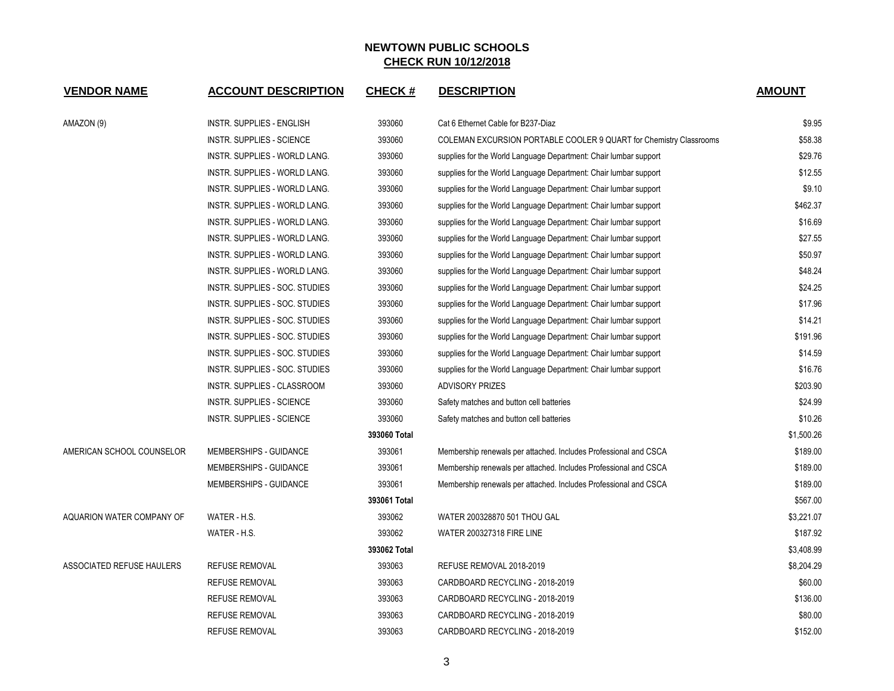# NEWTOWN PUBLIC SCHOOLS
## CHECK RUN 10/12/2018

| VENDOR NAME | ACCOUNT DESCRIPTION | CHECK # | DESCRIPTION | AMOUNT |
|---|---|---|---|---|
| AMAZON (9) | INSTR. SUPPLIES - ENGLISH | 393060 | Cat 6 Ethernet Cable for B237-Diaz | $9.95 |
| | INSTR. SUPPLIES - SCIENCE | 393060 | COLEMAN EXCURSION PORTABLE COOLER 9 QUART for Chemistry Classrooms | $58.38 |
| | INSTR. SUPPLIES - WORLD LANG. | 393060 | supplies for the World Language Department: Chair lumbar support | $29.76 |
| | INSTR. SUPPLIES - WORLD LANG. | 393060 | supplies for the World Language Department: Chair lumbar support | $12.55 |
| | INSTR. SUPPLIES - WORLD LANG. | 393060 | supplies for the World Language Department: Chair lumbar support | $9.10 |
| | INSTR. SUPPLIES - WORLD LANG. | 393060 | supplies for the World Language Department: Chair lumbar support | $462.37 |
| | INSTR. SUPPLIES - WORLD LANG. | 393060 | supplies for the World Language Department: Chair lumbar support | $16.69 |
| | INSTR. SUPPLIES - WORLD LANG. | 393060 | supplies for the World Language Department: Chair lumbar support | $27.55 |
| | INSTR. SUPPLIES - WORLD LANG. | 393060 | supplies for the World Language Department: Chair lumbar support | $50.97 |
| | INSTR. SUPPLIES - WORLD LANG. | 393060 | supplies for the World Language Department: Chair lumbar support | $48.24 |
| | INSTR. SUPPLIES - SOC. STUDIES | 393060 | supplies for the World Language Department: Chair lumbar support | $24.25 |
| | INSTR. SUPPLIES - SOC. STUDIES | 393060 | supplies for the World Language Department: Chair lumbar support | $17.96 |
| | INSTR. SUPPLIES - SOC. STUDIES | 393060 | supplies for the World Language Department: Chair lumbar support | $14.21 |
| | INSTR. SUPPLIES - SOC. STUDIES | 393060 | supplies for the World Language Department: Chair lumbar support | $191.96 |
| | INSTR. SUPPLIES - SOC. STUDIES | 393060 | supplies for the World Language Department: Chair lumbar support | $14.59 |
| | INSTR. SUPPLIES - SOC. STUDIES | 393060 | supplies for the World Language Department: Chair lumbar support | $16.76 |
| | INSTR. SUPPLIES - CLASSROOM | 393060 | ADVISORY PRIZES | $203.90 |
| | INSTR. SUPPLIES - SCIENCE | 393060 | Safety matches and button cell batteries | $24.99 |
| | INSTR. SUPPLIES - SCIENCE | 393060 | Safety matches and button cell batteries | $10.26 |
| | | **393060 Total** | | $1,500.26 |
| AMERICAN SCHOOL COUNSELOR | MEMBERSHIPS - GUIDANCE | 393061 | Membership renewals per attached. Includes Professional and CSCA | $189.00 |
| | MEMBERSHIPS - GUIDANCE | 393061 | Membership renewals per attached. Includes Professional and CSCA | $189.00 |
| | MEMBERSHIPS - GUIDANCE | 393061 | Membership renewals per attached. Includes Professional and CSCA | $189.00 |
| | | **393061 Total** | | $567.00 |
| AQUARION WATER COMPANY OF | WATER - H.S. | 393062 | WATER 200328870 501 THOU GAL | $3,221.07 |
| | WATER - H.S. | 393062 | WATER 200327318 FIRE LINE | $187.92 |
| | | **393062 Total** | | $3,408.99 |
| ASSOCIATED REFUSE HAULERS | REFUSE REMOVAL | 393063 | REFUSE REMOVAL 2018-2019 | $8,204.29 |
| | REFUSE REMOVAL | 393063 | CARDBOARD RECYCLING - 2018-2019 | $60.00 |
| | REFUSE REMOVAL | 393063 | CARDBOARD RECYCLING - 2018-2019 | $136.00 |
| | REFUSE REMOVAL | 393063 | CARDBOARD RECYCLING - 2018-2019 | $80.00 |
| | REFUSE REMOVAL | 393063 | CARDBOARD RECYCLING - 2018-2019 | $152.00 |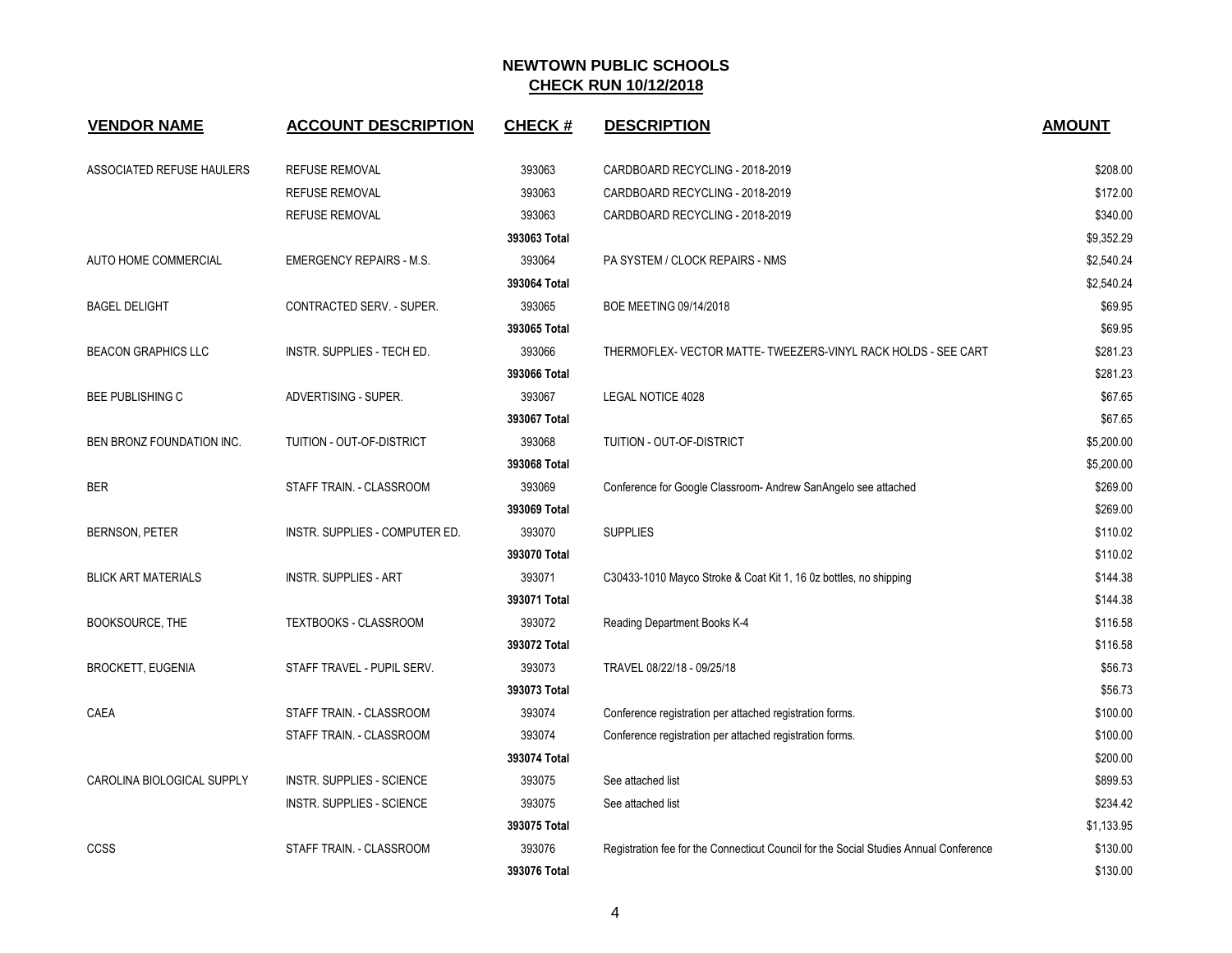# NEWTOWN PUBLIC SCHOOLS

## CHECK RUN 10/12/2018

| VENDOR NAME | ACCOUNT DESCRIPTION | CHECK # | DESCRIPTION | AMOUNT |
|---|---|---|---|---|
| ASSOCIATED REFUSE HAULERS | REFUSE REMOVAL | 393063 | CARDBOARD RECYCLING - 2018-2019 | $208.00 |
| | REFUSE REMOVAL | 393063 | CARDBOARD RECYCLING - 2018-2019 | $172.00 |
| | REFUSE REMOVAL | 393063 | CARDBOARD RECYCLING - 2018-2019 | $340.00 |
| | | **393063 Total** | | $9,352.29 |
| AUTO HOME COMMERCIAL | EMERGENCY REPAIRS - M.S. | 393064 | PA SYSTEM / CLOCK REPAIRS - NMS | $2,540.24 |
| | | **393064 Total** | | $2,540.24 |
| BAGEL DELIGHT | CONTRACTED SERV. - SUPER. | 393065 | BOE MEETING 09/14/2018 | $69.95 |
| | | **393065 Total** | | $69.95 |
| BEACON GRAPHICS LLC | INSTR. SUPPLIES - TECH ED. | 393066 | THERMOFLEX- VECTOR MATTE- TWEEZERS-VINYL RACK HOLDS - SEE CART | $281.23 |
| | | **393066 Total** | | $281.23 |
| BEE PUBLISHING C | ADVERTISING - SUPER. | 393067 | LEGAL NOTICE 4028 | $67.65 |
| | | **393067 Total** | | $67.65 |
| BEN BRONZ FOUNDATION INC. | TUITION - OUT-OF-DISTRICT | 393068 | TUITION - OUT-OF-DISTRICT | $5,200.00 |
| | | **393068 Total** | | $5,200.00 |
| BER | STAFF TRAIN. - CLASSROOM | 393069 | Conference for Google Classroom- Andrew SanAngelo see attached | $269.00 |
| | | **393069 Total** | | $269.00 |
| BERNSON, PETER | INSTR. SUPPLIES - COMPUTER ED. | 393070 | SUPPLIES | $110.02 |
| | | **393070 Total** | | $110.02 |
| BLICK ART MATERIALS | INSTR. SUPPLIES - ART | 393071 | C30433-1010 Mayco Stroke & Coat Kit 1, 16 0z bottles, no shipping | $144.38 |
| | | **393071 Total** | | $144.38 |
| BOOKSOURCE, THE | TEXTBOOKS - CLASSROOM | 393072 | Reading Department Books K-4 | $116.58 |
| | | **393072 Total** | | $116.58 |
| BROCKETT, EUGENIA | STAFF TRAVEL - PUPIL SERV. | 393073 | TRAVEL 08/22/18 - 09/25/18 | $56.73 |
| | | **393073 Total** | | $56.73 |
| CAEA | STAFF TRAIN. - CLASSROOM | 393074 | Conference registration per attached registration forms. | $100.00 |
| | STAFF TRAIN. - CLASSROOM | 393074 | Conference registration per attached registration forms. | $100.00 |
| | | **393074 Total** | | $200.00 |
| CAROLINA BIOLOGICAL SUPPLY | INSTR. SUPPLIES - SCIENCE | 393075 | See attached list | $899.53 |
| | INSTR. SUPPLIES - SCIENCE | 393075 | See attached list | $234.42 |
| | | **393075 Total** | | $1,133.95 |
| CCSS | STAFF TRAIN. - CLASSROOM | 393076 | Registration fee for the Connecticut Council for the Social Studies Annual Conference | $130.00 |
| | | **393076 Total** | | $130.00 |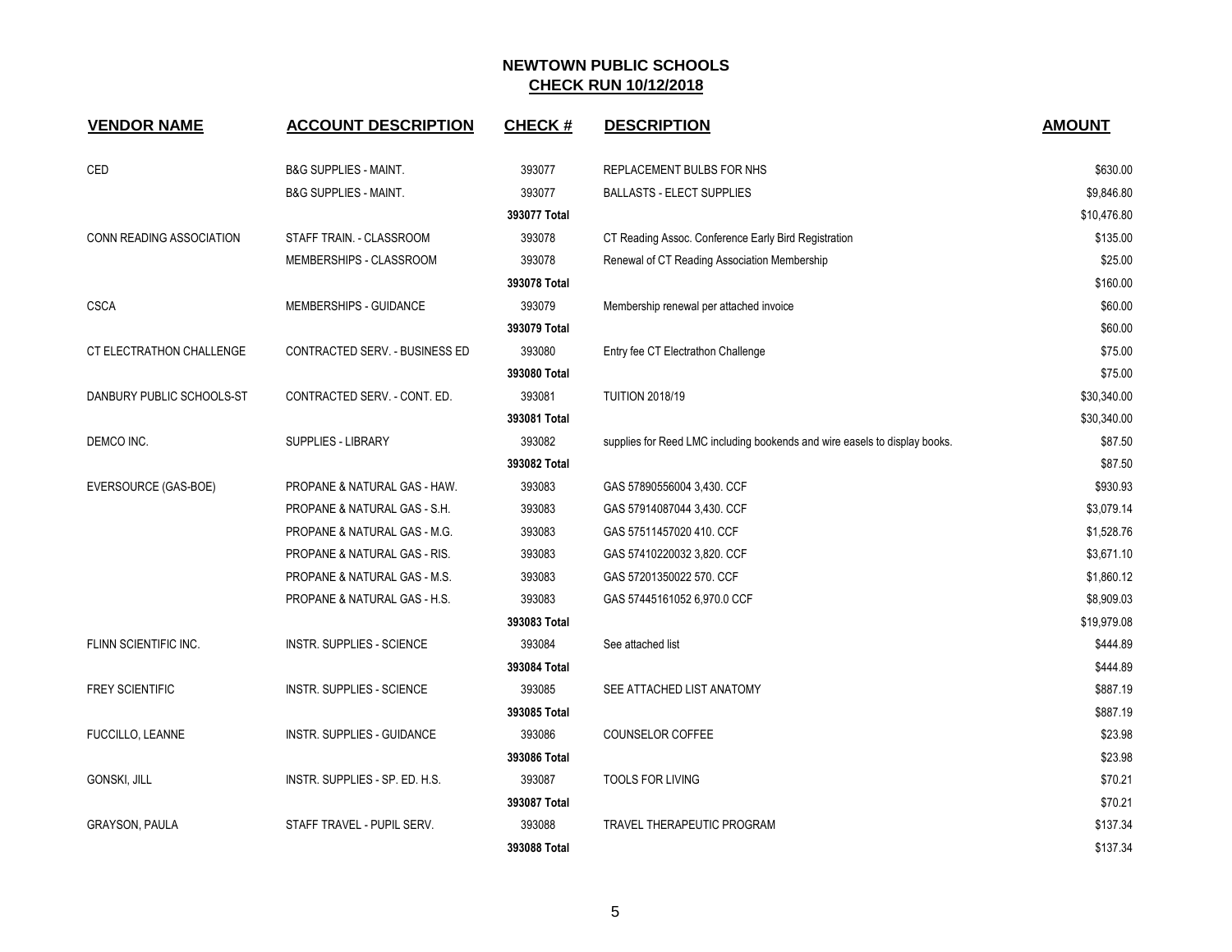# NEWTOWN PUBLIC SCHOOLS

## CHECK RUN 10/12/2018

| VENDOR NAME | ACCOUNT DESCRIPTION | CHECK # | DESCRIPTION | AMOUNT |
|---|---|---|---|---|
| CED | B&G SUPPLIES - MAINT. | 393077 | REPLACEMENT BULBS FOR NHS | $630.00 |
| | B&G SUPPLIES - MAINT. | 393077 | BALLASTS - ELECT SUPPLIES | $9,846.80 |
| | | **393077 Total** | | $10,476.80 |
| CONN READING ASSOCIATION | STAFF TRAIN. - CLASSROOM | 393078 | CT Reading Assoc. Conference Early Bird Registration | $135.00 |
| | MEMBERSHIPS - CLASSROOM | 393078 | Renewal of CT Reading Association Membership | $25.00 |
| | | **393078 Total** | | $160.00 |
| CSCA | MEMBERSHIPS - GUIDANCE | 393079 | Membership renewal per attached invoice | $60.00 |
| | | **393079 Total** | | $60.00 |
| CT ELECTRATHON CHALLENGE | CONTRACTED SERV. - BUSINESS ED | 393080 | Entry fee CT Electrathon Challenge | $75.00 |
| | | **393080 Total** | | $75.00 |
| DANBURY PUBLIC SCHOOLS-ST | CONTRACTED SERV. - CONT. ED. | 393081 | TUITION 2018/19 | $30,340.00 |
| | | **393081 Total** | | $30,340.00 |
| DEMCO INC. | SUPPLIES - LIBRARY | 393082 | supplies for Reed LMC including bookends and wire easels to display books. | $87.50 |
| | | **393082 Total** | | $87.50 |
| EVERSOURCE (GAS-BOE) | PROPANE & NATURAL GAS - HAW. | 393083 | GAS 57890556004 3,430. CCF | $930.93 |
| | PROPANE & NATURAL GAS - S.H. | 393083 | GAS 57914087044 3,430. CCF | $3,079.14 |
| | PROPANE & NATURAL GAS - M.G. | 393083 | GAS 57511457020 410. CCF | $1,528.76 |
| | PROPANE & NATURAL GAS - RIS. | 393083 | GAS 57410220032 3,820. CCF | $3,671.10 |
| | PROPANE & NATURAL GAS - M.S. | 393083 | GAS 57201350022 570. CCF | $1,860.12 |
| | PROPANE & NATURAL GAS - H.S. | 393083 | GAS 57445161052 6,970.0 CCF | $8,909.03 |
| | | **393083 Total** | | $19,979.08 |
| FLINN SCIENTIFIC INC. | INSTR. SUPPLIES - SCIENCE | 393084 | See attached list | $444.89 |
| | | **393084 Total** | | $444.89 |
| FREY SCIENTIFIC | INSTR. SUPPLIES - SCIENCE | 393085 | SEE ATTACHED LIST ANATOMY | $887.19 |
| | | **393085 Total** | | $887.19 |
| FUCCILLO, LEANNE | INSTR. SUPPLIES - GUIDANCE | 393086 | COUNSELOR COFFEE | $23.98 |
| | | **393086 Total** | | $23.98 |
| GONSKI, JILL | INSTR. SUPPLIES - SP. ED. H.S. | 393087 | TOOLS FOR LIVING | $70.21 |
| | | **393087 Total** | | $70.21 |
| GRAYSON, PAULA | STAFF TRAVEL - PUPIL SERV. | 393088 | TRAVEL THERAPEUTIC PROGRAM | $137.34 |
| | | **393088 Total** | | $137.34 |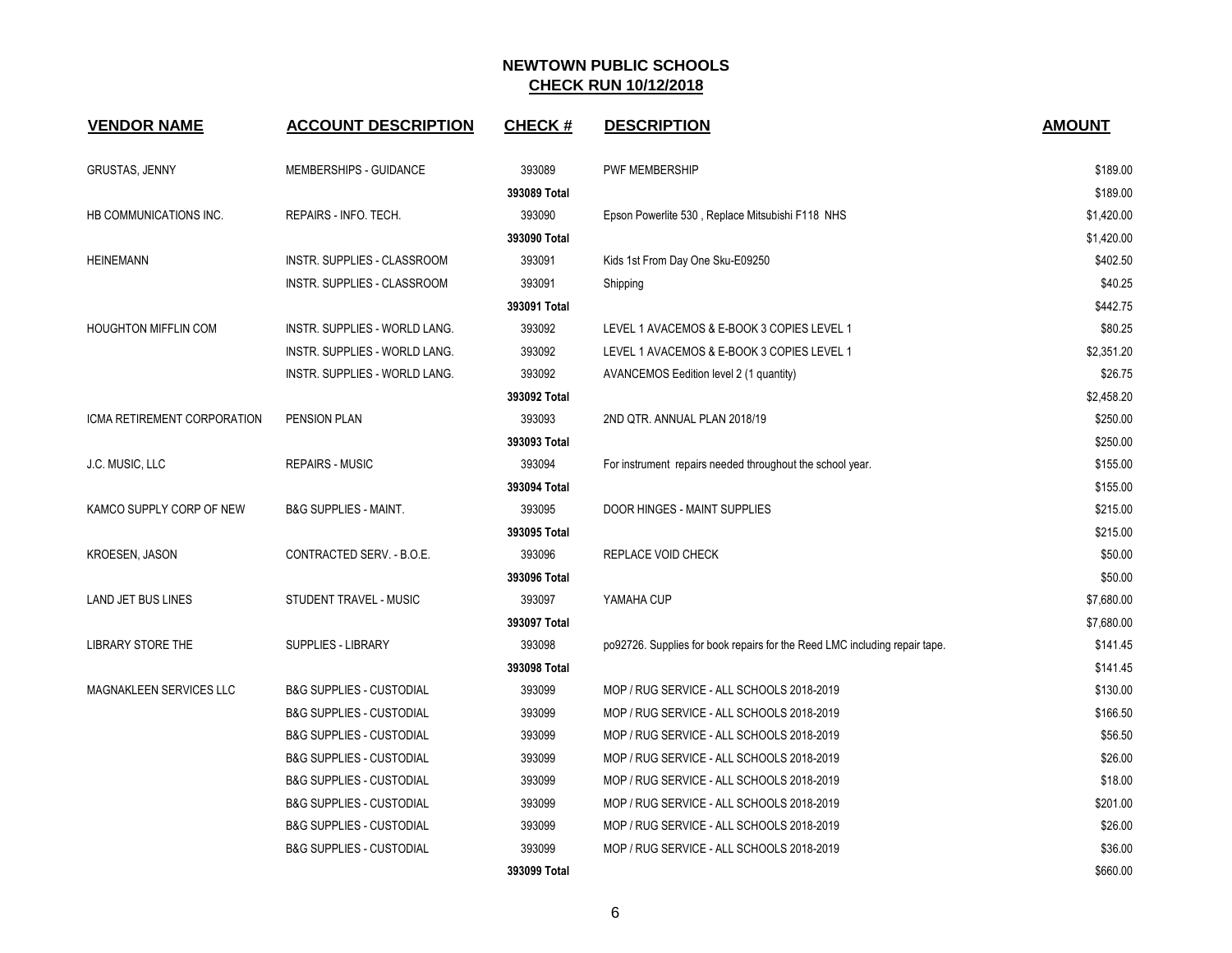## NEWTOWN PUBLIC SCHOOLS
## CHECK RUN 10/12/2018

| VENDOR NAME | ACCOUNT DESCRIPTION | CHECK # | DESCRIPTION | AMOUNT |
|---|---|---|---|---|
| GRUSTAS, JENNY | MEMBERSHIPS - GUIDANCE | 393089 | PWF MEMBERSHIP | $189.00 |
| | | **393089 Total** | | $189.00 |
| HB COMMUNICATIONS INC. | REPAIRS - INFO. TECH. | 393090 | Epson Powerlite 530 , Replace Mitsubishi F118 NHS | $1,420.00 |
| | | **393090 Total** | | $1,420.00 |
| HEINEMANN | INSTR. SUPPLIES - CLASSROOM | 393091 | Kids 1st From Day One Sku-E09250 | $402.50 |
| | INSTR. SUPPLIES - CLASSROOM | 393091 | Shipping | $40.25 |
| | | **393091 Total** | | $442.75 |
| HOUGHTON MIFFLIN COM | INSTR. SUPPLIES - WORLD LANG. | 393092 | LEVEL 1 AVACEMOS & E-BOOK 3 COPIES LEVEL 1 | $80.25 |
| | INSTR. SUPPLIES - WORLD LANG. | 393092 | LEVEL 1 AVACEMOS & E-BOOK 3 COPIES LEVEL 1 | $2,351.20 |
| | INSTR. SUPPLIES - WORLD LANG. | 393092 | AVANCEMOS Eedition level 2 (1 quantity) | $26.75 |
| | | **393092 Total** | | $2,458.20 |
| ICMA RETIREMENT CORPORATION | PENSION PLAN | 393093 | 2ND QTR. ANNUAL PLAN 2018/19 | $250.00 |
| | | **393093 Total** | | $250.00 |
| J.C. MUSIC, LLC | REPAIRS - MUSIC | 393094 | For instrument repairs needed throughout the school year. | $155.00 |
| | | **393094 Total** | | $155.00 |
| KAMCO SUPPLY CORP OF NEW | B&G SUPPLIES - MAINT. | 393095 | DOOR HINGES - MAINT SUPPLIES | $215.00 |
| | | **393095 Total** | | $215.00 |
| KROESEN, JASON | CONTRACTED SERV. - B.O.E. | 393096 | REPLACE VOID CHECK | $50.00 |
| | | **393096 Total** | | $50.00 |
| LAND JET BUS LINES | STUDENT TRAVEL - MUSIC | 393097 | YAMAHA CUP | $7,680.00 |
| | | **393097 Total** | | $7,680.00 |
| LIBRARY STORE THE | SUPPLIES - LIBRARY | 393098 | po92726. Supplies for book repairs for the Reed LMC including repair tape. | $141.45 |
| | | **393098 Total** | | $141.45 |
| MAGNAKLEEN SERVICES LLC | B&G SUPPLIES - CUSTODIAL | 393099 | MOP / RUG SERVICE - ALL SCHOOLS 2018-2019 | $130.00 |
| | B&G SUPPLIES - CUSTODIAL | 393099 | MOP / RUG SERVICE - ALL SCHOOLS 2018-2019 | $166.50 |
| | B&G SUPPLIES - CUSTODIAL | 393099 | MOP / RUG SERVICE - ALL SCHOOLS 2018-2019 | $56.50 |
| | B&G SUPPLIES - CUSTODIAL | 393099 | MOP / RUG SERVICE - ALL SCHOOLS 2018-2019 | $26.00 |
| | B&G SUPPLIES - CUSTODIAL | 393099 | MOP / RUG SERVICE - ALL SCHOOLS 2018-2019 | $18.00 |
| | B&G SUPPLIES - CUSTODIAL | 393099 | MOP / RUG SERVICE - ALL SCHOOLS 2018-2019 | $201.00 |
| | B&G SUPPLIES - CUSTODIAL | 393099 | MOP / RUG SERVICE - ALL SCHOOLS 2018-2019 | $26.00 |
| | B&G SUPPLIES - CUSTODIAL | 393099 | MOP / RUG SERVICE - ALL SCHOOLS 2018-2019 | $36.00 |
| | | **393099 Total** | | $660.00 |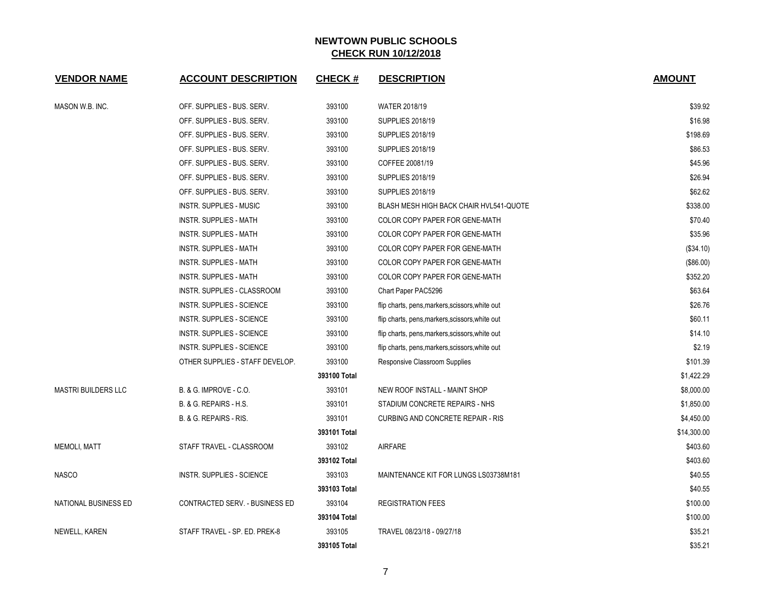## NEWTOWN PUBLIC SCHOOLS
## CHECK RUN 10/12/2018

| VENDOR NAME | ACCOUNT DESCRIPTION | CHECK # | DESCRIPTION | AMOUNT |
|---|---|---|---|---|
| MASON W.B. INC. | OFF. SUPPLIES - BUS. SERV. | 393100 | WATER 2018/19 | $39.92 |
| | OFF. SUPPLIES - BUS. SERV. | 393100 | SUPPLIES 2018/19 | $16.98 |
| | OFF. SUPPLIES - BUS. SERV. | 393100 | SUPPLIES 2018/19 | $198.69 |
| | OFF. SUPPLIES - BUS. SERV. | 393100 | SUPPLIES 2018/19 | $86.53 |
| | OFF. SUPPLIES - BUS. SERV. | 393100 | COFFEE 20081/19 | $45.96 |
| | OFF. SUPPLIES - BUS. SERV. | 393100 | SUPPLIES 2018/19 | $26.94 |
| | OFF. SUPPLIES - BUS. SERV. | 393100 | SUPPLIES 2018/19 | $62.62 |
| | INSTR. SUPPLIES - MUSIC | 393100 | BLASH MESH HIGH BACK CHAIR HVL541-QUOTE | $338.00 |
| | INSTR. SUPPLIES - MATH | 393100 | COLOR COPY PAPER FOR GENE-MATH | $70.40 |
| | INSTR. SUPPLIES - MATH | 393100 | COLOR COPY PAPER FOR GENE-MATH | $35.96 |
| | INSTR. SUPPLIES - MATH | 393100 | COLOR COPY PAPER FOR GENE-MATH | ($34.10) |
| | INSTR. SUPPLIES - MATH | 393100 | COLOR COPY PAPER FOR GENE-MATH | ($86.00) |
| | INSTR. SUPPLIES - MATH | 393100 | COLOR COPY PAPER FOR GENE-MATH | $352.20 |
| | INSTR. SUPPLIES - CLASSROOM | 393100 | Chart Paper PAC5296 | $63.64 |
| | INSTR. SUPPLIES - SCIENCE | 393100 | flip charts, pens,markers,scissors,white out | $26.76 |
| | INSTR. SUPPLIES - SCIENCE | 393100 | flip charts, pens,markers,scissors,white out | $60.11 |
| | INSTR. SUPPLIES - SCIENCE | 393100 | flip charts, pens,markers,scissors,white out | $14.10 |
| | INSTR. SUPPLIES - SCIENCE | 393100 | flip charts, pens,markers,scissors,white out | $2.19 |
| | OTHER SUPPLIES - STAFF DEVELOP. | 393100 | Responsive Classroom Supplies | $101.39 |
| | | **393100 Total** | | $1,422.29 |
| MASTRI BUILDERS LLC | B. & G. IMPROVE - C.O. | 393101 | NEW ROOF INSTALL - MAINT SHOP | $8,000.00 |
| | B. & G. REPAIRS - H.S. | 393101 | STADIUM CONCRETE REPAIRS - NHS | $1,850.00 |
| | B. & G. REPAIRS - RIS. | 393101 | CURBING AND CONCRETE REPAIR - RIS | $4,450.00 |
| | | **393101 Total** | | $14,300.00 |
| MEMOLI, MATT | STAFF TRAVEL - CLASSROOM | 393102 | AIRFARE | $403.60 |
| | | **393102 Total** | | $403.60 |
| NASCO | INSTR. SUPPLIES - SCIENCE | 393103 | MAINTENANCE KIT FOR LUNGS LS03738M181 | $40.55 |
| | | **393103 Total** | | $40.55 |
| NATIONAL BUSINESS ED | CONTRACTED SERV. - BUSINESS ED | 393104 | REGISTRATION FEES | $100.00 |
| | | **393104 Total** | | $100.00 |
| NEWELL, KAREN | STAFF TRAVEL - SP. ED. PREK-8 | 393105 | TRAVEL 08/23/18 - 09/27/18 | $35.21 |
| | | **393105 Total** | | $35.21 |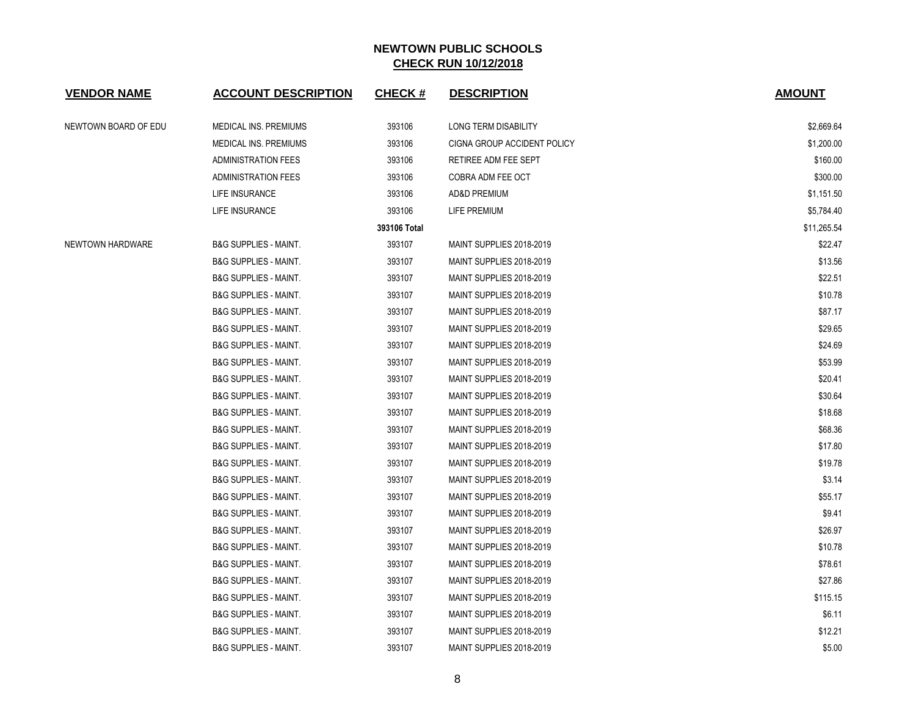## NEWTOWN PUBLIC SCHOOLS
## CHECK RUN 10/12/2018

| VENDOR NAME | ACCOUNT DESCRIPTION | CHECK # | DESCRIPTION | AMOUNT |
|---|---|---|---|---|
| NEWTOWN BOARD OF EDU | MEDICAL INS. PREMIUMS | 393106 | LONG TERM DISABILITY | $2,669.64 |
| | MEDICAL INS. PREMIUMS | 393106 | CIGNA GROUP ACCIDENT POLICY | $1,200.00 |
| | ADMINISTRATION FEES | 393106 | RETIREE ADM FEE SEPT | $160.00 |
| | ADMINISTRATION FEES | 393106 | COBRA ADM FEE OCT | $300.00 |
| | LIFE INSURANCE | 393106 | AD&D PREMIUM | $1,151.50 |
| | LIFE INSURANCE | 393106 | LIFE PREMIUM | $5,784.40 |
| | | **393106 Total** | | $11,265.54 |
| NEWTOWN HARDWARE | B&G SUPPLIES - MAINT. | 393107 | MAINT SUPPLIES 2018-2019 | $22.47 |
| | B&G SUPPLIES - MAINT. | 393107 | MAINT SUPPLIES 2018-2019 | $13.56 |
| | B&G SUPPLIES - MAINT. | 393107 | MAINT SUPPLIES 2018-2019 | $22.51 |
| | B&G SUPPLIES - MAINT. | 393107 | MAINT SUPPLIES 2018-2019 | $10.78 |
| | B&G SUPPLIES - MAINT. | 393107 | MAINT SUPPLIES 2018-2019 | $87.17 |
| | B&G SUPPLIES - MAINT. | 393107 | MAINT SUPPLIES 2018-2019 | $29.65 |
| | B&G SUPPLIES - MAINT. | 393107 | MAINT SUPPLIES 2018-2019 | $24.69 |
| | B&G SUPPLIES - MAINT. | 393107 | MAINT SUPPLIES 2018-2019 | $53.99 |
| | B&G SUPPLIES - MAINT. | 393107 | MAINT SUPPLIES 2018-2019 | $20.41 |
| | B&G SUPPLIES - MAINT. | 393107 | MAINT SUPPLIES 2018-2019 | $30.64 |
| | B&G SUPPLIES - MAINT. | 393107 | MAINT SUPPLIES 2018-2019 | $18.68 |
| | B&G SUPPLIES - MAINT. | 393107 | MAINT SUPPLIES 2018-2019 | $68.36 |
| | B&G SUPPLIES - MAINT. | 393107 | MAINT SUPPLIES 2018-2019 | $17.80 |
| | B&G SUPPLIES - MAINT. | 393107 | MAINT SUPPLIES 2018-2019 | $19.78 |
| | B&G SUPPLIES - MAINT. | 393107 | MAINT SUPPLIES 2018-2019 | $3.14 |
| | B&G SUPPLIES - MAINT. | 393107 | MAINT SUPPLIES 2018-2019 | $55.17 |
| | B&G SUPPLIES - MAINT. | 393107 | MAINT SUPPLIES 2018-2019 | $9.41 |
| | B&G SUPPLIES - MAINT. | 393107 | MAINT SUPPLIES 2018-2019 | $26.97 |
| | B&G SUPPLIES - MAINT. | 393107 | MAINT SUPPLIES 2018-2019 | $10.78 |
| | B&G SUPPLIES - MAINT. | 393107 | MAINT SUPPLIES 2018-2019 | $78.61 |
| | B&G SUPPLIES - MAINT. | 393107 | MAINT SUPPLIES 2018-2019 | $27.86 |
| | B&G SUPPLIES - MAINT. | 393107 | MAINT SUPPLIES 2018-2019 | $115.15 |
| | B&G SUPPLIES - MAINT. | 393107 | MAINT SUPPLIES 2018-2019 | $6.11 |
| | B&G SUPPLIES - MAINT. | 393107 | MAINT SUPPLIES 2018-2019 | $12.21 |
| | B&G SUPPLIES - MAINT. | 393107 | MAINT SUPPLIES 2018-2019 | $5.00 |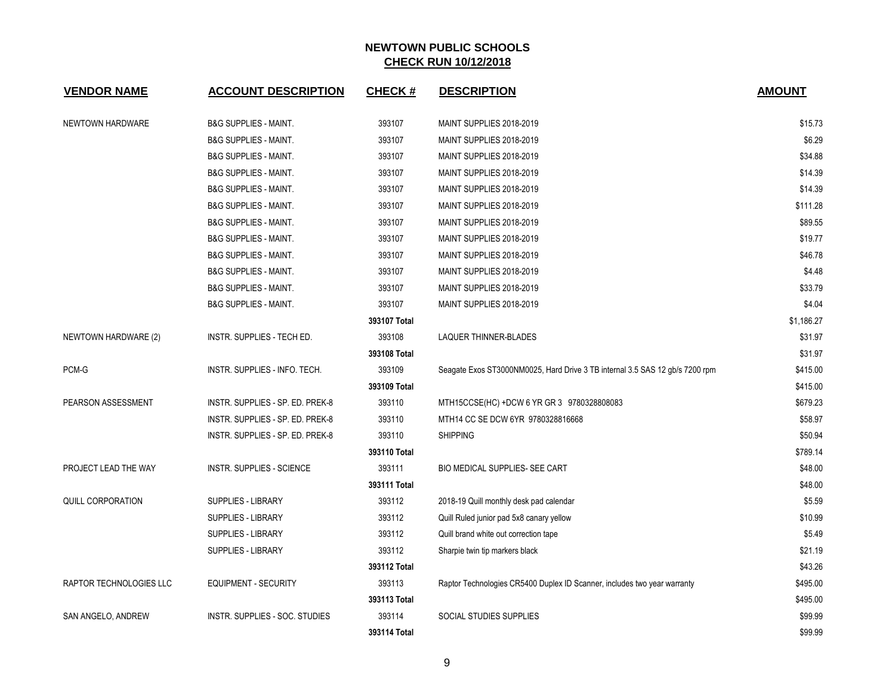# NEWTOWN PUBLIC SCHOOLS

## CHECK RUN 10/12/2018

| VENDOR NAME | ACCOUNT DESCRIPTION | CHECK # | DESCRIPTION | AMOUNT |
|---|---|---|---|---|
| NEWTOWN HARDWARE | B&G SUPPLIES - MAINT. | 393107 | MAINT SUPPLIES 2018-2019 | $15.73 |
| | B&G SUPPLIES - MAINT. | 393107 | MAINT SUPPLIES 2018-2019 | $6.29 |
| | B&G SUPPLIES - MAINT. | 393107 | MAINT SUPPLIES 2018-2019 | $34.88 |
| | B&G SUPPLIES - MAINT. | 393107 | MAINT SUPPLIES 2018-2019 | $14.39 |
| | B&G SUPPLIES - MAINT. | 393107 | MAINT SUPPLIES 2018-2019 | $14.39 |
| | B&G SUPPLIES - MAINT. | 393107 | MAINT SUPPLIES 2018-2019 | $111.28 |
| | B&G SUPPLIES - MAINT. | 393107 | MAINT SUPPLIES 2018-2019 | $89.55 |
| | B&G SUPPLIES - MAINT. | 393107 | MAINT SUPPLIES 2018-2019 | $19.77 |
| | B&G SUPPLIES - MAINT. | 393107 | MAINT SUPPLIES 2018-2019 | $46.78 |
| | B&G SUPPLIES - MAINT. | 393107 | MAINT SUPPLIES 2018-2019 | $4.48 |
| | B&G SUPPLIES - MAINT. | 393107 | MAINT SUPPLIES 2018-2019 | $33.79 |
| | B&G SUPPLIES - MAINT. | 393107 | MAINT SUPPLIES 2018-2019 | $4.04 |
| | | **393107 Total** | | $1,186.27 |
| NEWTOWN HARDWARE (2) | INSTR. SUPPLIES - TECH ED. | 393108 | LAQUER THINNER-BLADES | $31.97 |
| | | **393108 Total** | | $31.97 |
| PCM-G | INSTR. SUPPLIES - INFO. TECH. | 393109 | Seagate Exos ST3000NM0025, Hard Drive 3 TB internal 3.5 SAS 12 gb/s 7200 rpm | $415.00 |
| | | **393109 Total** | | $415.00 |
| PEARSON ASSESSMENT | INSTR. SUPPLIES - SP. ED. PREK-8 | 393110 | MTH15CCSE(HC) +DCW 6 YR GR 3 9780328808083 | $679.23 |
| | INSTR. SUPPLIES - SP. ED. PREK-8 | 393110 | MTH14 CC SE DCW 6YR 9780328816668 | $58.97 |
| | INSTR. SUPPLIES - SP. ED. PREK-8 | 393110 | SHIPPING | $50.94 |
| | | **393110 Total** | | $789.14 |
| PROJECT LEAD THE WAY | INSTR. SUPPLIES - SCIENCE | 393111 | BIO MEDICAL SUPPLIES- SEE CART | $48.00 |
| | | **393111 Total** | | $48.00 |
| QUILL CORPORATION | SUPPLIES - LIBRARY | 393112 | 2018-19 Quill monthly desk pad calendar | $5.59 |
| | SUPPLIES - LIBRARY | 393112 | Quill Ruled junior pad 5x8 canary yellow | $10.99 |
| | SUPPLIES - LIBRARY | 393112 | Quill brand white out correction tape | $5.49 |
| | SUPPLIES - LIBRARY | 393112 | Sharpie twin tip markers black | $21.19 |
| | | **393112 Total** | | $43.26 |
| RAPTOR TECHNOLOGIES LLC | EQUIPMENT - SECURITY | 393113 | Raptor Technologies CR5400 Duplex ID Scanner, includes two year warranty | $495.00 |
| | | **393113 Total** | | $495.00 |
| SAN ANGELO, ANDREW | INSTR. SUPPLIES - SOC. STUDIES | 393114 | SOCIAL STUDIES SUPPLIES | $99.99 |
| | | **393114 Total** | | $99.99 |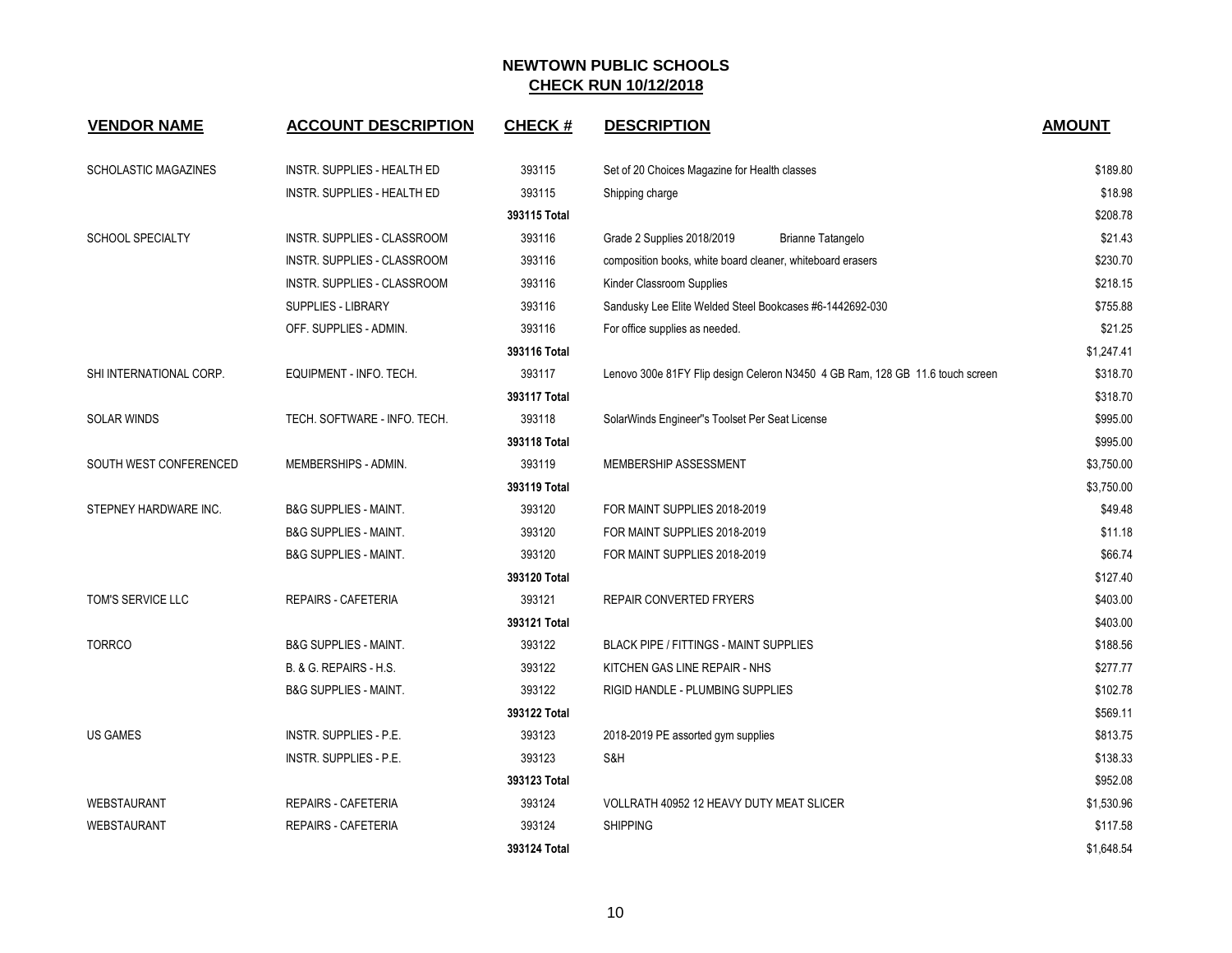# NEWTOWN PUBLIC SCHOOLS
## CHECK RUN 10/12/2018

| VENDOR NAME | ACCOUNT DESCRIPTION | CHECK # | DESCRIPTION | AMOUNT |
|---|---|---|---|---|
| SCHOLASTIC MAGAZINES | INSTR. SUPPLIES - HEALTH ED | 393115 | Set of 20 Choices Magazine for Health classes | $189.80 |
| | INSTR. SUPPLIES - HEALTH ED | 393115 | Shipping charge | $18.98 |
| | | **393115 Total** | | $208.78 |
| SCHOOL SPECIALTY | INSTR. SUPPLIES - CLASSROOM | 393116 | Grade 2 Supplies 2018/2019 Brianne Tatangelo | $21.43 |
| | INSTR. SUPPLIES - CLASSROOM | 393116 | composition books, white board cleaner, whiteboard erasers | $230.70 |
| | INSTR. SUPPLIES - CLASSROOM | 393116 | Kinder Classroom Supplies | $218.15 |
| | SUPPLIES - LIBRARY | 393116 | Sandusky Lee Elite Welded Steel Bookcases #6-1442692-030 | $755.88 |
| | OFF. SUPPLIES - ADMIN. | 393116 | For office supplies as needed. | $21.25 |
| | | **393116 Total** | | $1,247.41 |
| SHI INTERNATIONAL CORP. | EQUIPMENT - INFO. TECH. | 393117 | Lenovo 300e 81FY Flip design Celeron N3450 4 GB Ram, 128 GB 11.6 touch screen | $318.70 |
| | | **393117 Total** | | $318.70 |
| SOLAR WINDS | TECH. SOFTWARE - INFO. TECH. | 393118 | SolarWinds Engineer"s Toolset Per Seat License | $995.00 |
| | | **393118 Total** | | $995.00 |
| SOUTH WEST CONFERENCED | MEMBERSHIPS - ADMIN. | 393119 | MEMBERSHIP ASSESSMENT | $3,750.00 |
| | | **393119 Total** | | $3,750.00 |
| STEPNEY HARDWARE INC. | B&G SUPPLIES - MAINT. | 393120 | FOR MAINT SUPPLIES 2018-2019 | $49.48 |
| | B&G SUPPLIES - MAINT. | 393120 | FOR MAINT SUPPLIES 2018-2019 | $11.18 |
| | B&G SUPPLIES - MAINT. | 393120 | FOR MAINT SUPPLIES 2018-2019 | $66.74 |
| | | **393120 Total** | | $127.40 |
| TOM'S SERVICE LLC | REPAIRS - CAFETERIA | 393121 | REPAIR CONVERTED FRYERS | $403.00 |
| | | **393121 Total** | | $403.00 |
| TORRCO | B&G SUPPLIES - MAINT. | 393122 | BLACK PIPE / FITTINGS - MAINT SUPPLIES | $188.56 |
| | B. & G. REPAIRS - H.S. | 393122 | KITCHEN GAS LINE REPAIR - NHS | $277.77 |
| | B&G SUPPLIES - MAINT. | 393122 | RIGID HANDLE - PLUMBING SUPPLIES | $102.78 |
| | | **393122 Total** | | $569.11 |
| US GAMES | INSTR. SUPPLIES - P.E. | 393123 | 2018-2019 PE assorted gym supplies | $813.75 |
| | INSTR. SUPPLIES - P.E. | 393123 | S&H | $138.33 |
| | | **393123 Total** | | $952.08 |
| WEBSTAURANT | REPAIRS - CAFETERIA | 393124 | VOLLRATH 40952 12 HEAVY DUTY MEAT SLICER | $1,530.96 |
| WEBSTAURANT | REPAIRS - CAFETERIA | 393124 | SHIPPING | $117.58 |
| | | **393124 Total** | | $1,648.54 |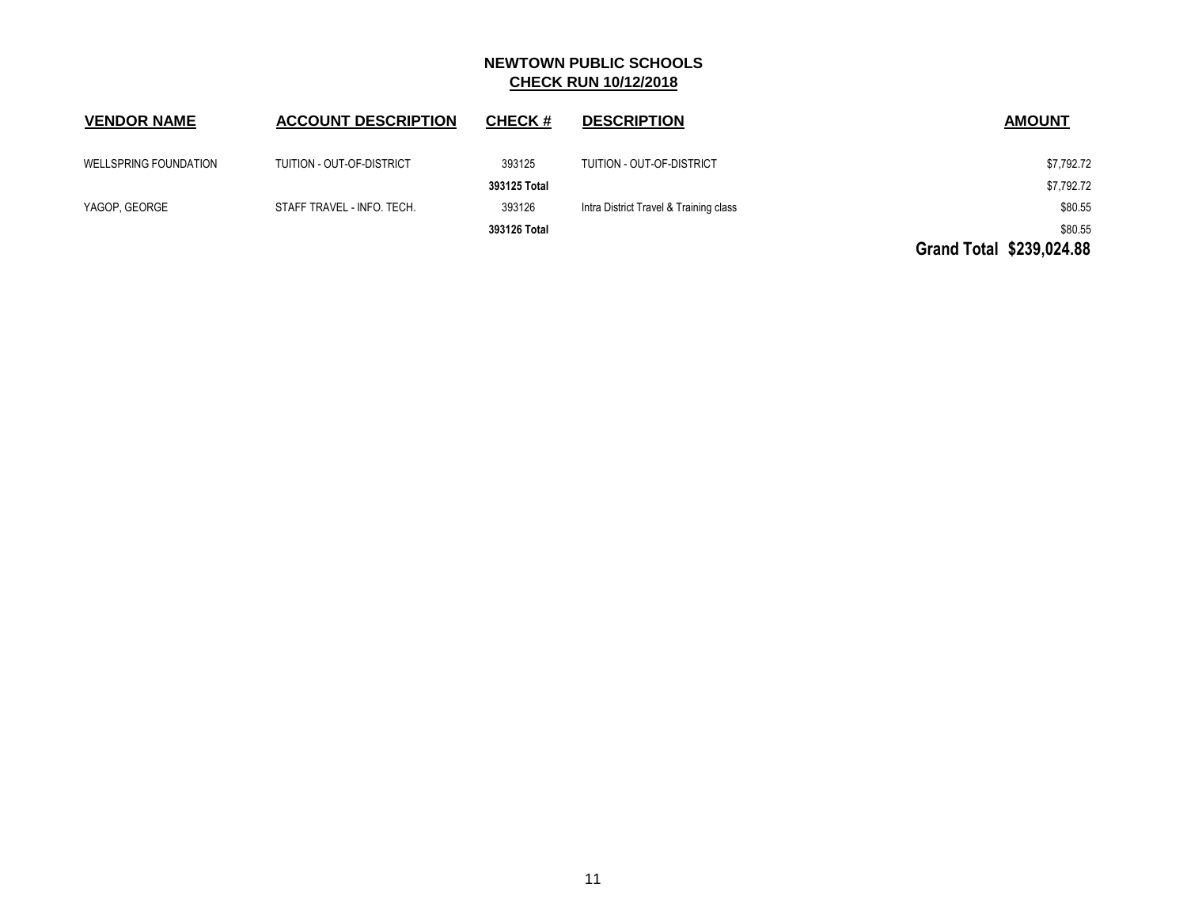**NEWTOWN PUBLIC SCHOOLS**
**CHECK RUN 10/12/2018**

| VENDOR NAME | ACCOUNT DESCRIPTION | CHECK # | DESCRIPTION | AMOUNT |
|---|---|---|---|---|
| WELLSPRING FOUNDATION | TUITION - OUT-OF-DISTRICT | 393125 | TUITION - OUT-OF-DISTRICT | $7,792.72 |
| | | **393125 Total** | | $7,792.72 |
| YAGOP, GEORGE | STAFF TRAVEL - INFO. TECH. | 393126 | Intra District Travel & Training class | $80.55 |
| | | **393126 Total** | | $80.55 |
| | | | **Grand Total** | **$239,024.88** |